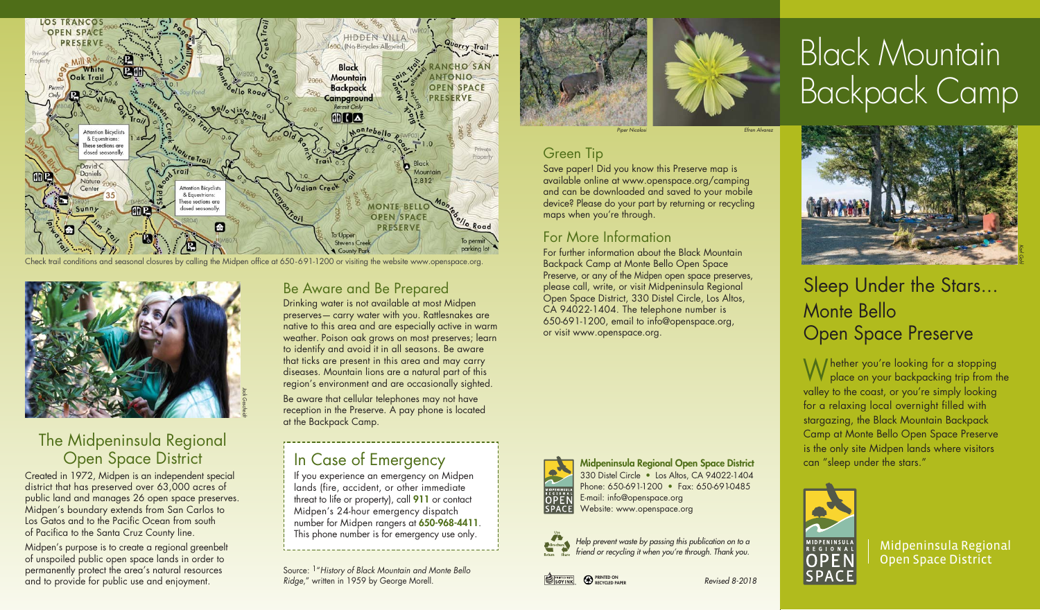# Black Mountain Backpack Camp

## Sleep Under the Stars... Monte Bello Open Space Preserve

Whether you're looking for a stopping place on your backpacking trip from the valley to the coast, or you're simply looking for a relaxing local overnight filled with stargazing, the Black Mountain Backpack Camp at Monte Bello Open Space Preserve is the only site Midpen lands where visitors can "sleep under the stars."

Midpeninsula Regional Open Space District

Check trail conditions and seasonal closures by calling the Midpen office at 650-691-1200 or visiting the website www.openspace.org.

## The Midpeninsula Regional Open Space District

Created in 1972, Midpen is an independent special district that has preserved over 63,000 acres of public land and manages 26 open space preserves. Midpen's boundary extends from San Carlos to Los Gatos and to the Pacific Ocean from south of Pacifica to the Santa Cruz County line.

Midpen's purpose is to create a regional greenbelt of unspoiled public open space lands in order to permanently protect the area's natural resources and to provide for public use and enjoyment.

## Be Aware and Be Prepared

Drinking water is not available at most Midpen preserves— carry water with you. Rattlesnakes are native to this area and are especially active in warm weather. Poison oak grows on most preserves; learn to identify and avoid it in all seasons. Be aware that ticks are present in this area and may carry diseases. Mountain lions are a natural part of this region's environment and are occasionally sighted.

Be aware that cellular telephones may not have reception in the Preserve. A pay phone is located at the Backpack Camp.

## In Case of Emergency

If you experience an emergency on Midpen lands (fire, accident, or other immediate threat to life or property), call **911** or contact Midpen's 24-hour emergency dispatch number for Midpen rangers at **650-968-4411**. This phone number is for emergency use only.

Source: [1]*"History of Black Mountain and Monte Bello Ridge,"* written in 1959 by George Morell.

## Green Tip

Save paper! Did you know this Preserve map is available online at www.openspace.org/camping and can be downloaded and saved to your mobile device? Please do your part by returning or recycling maps when you're through.

## For More Information

For further information about the Black Mountain Backpack Camp at Monte Bello Open Space Preserve, or any of the Midpen open space preserves, please call, write, or visit Midpeninsula Regional Open Space District, 330 Distel Circle, Los Altos, CA 94022-1404. The telephone number is 650-691-1200, email to info@openspace.org, or visit www.openspace.org.

**Midpeninsula Regional Open Space District**
330 Distel Circle • Los Altos, CA 94022-1404
Phone: 650-691-1200 • Fax: 650-691-0485
E-mail: info@openspace.org
Website: www.openspace.org

*Help prevent waste by passing this publication on to a friend or recycling it when you're through. Thank you.*

PRINTED ON RECYCLED PAPER

*Revised 8-2018*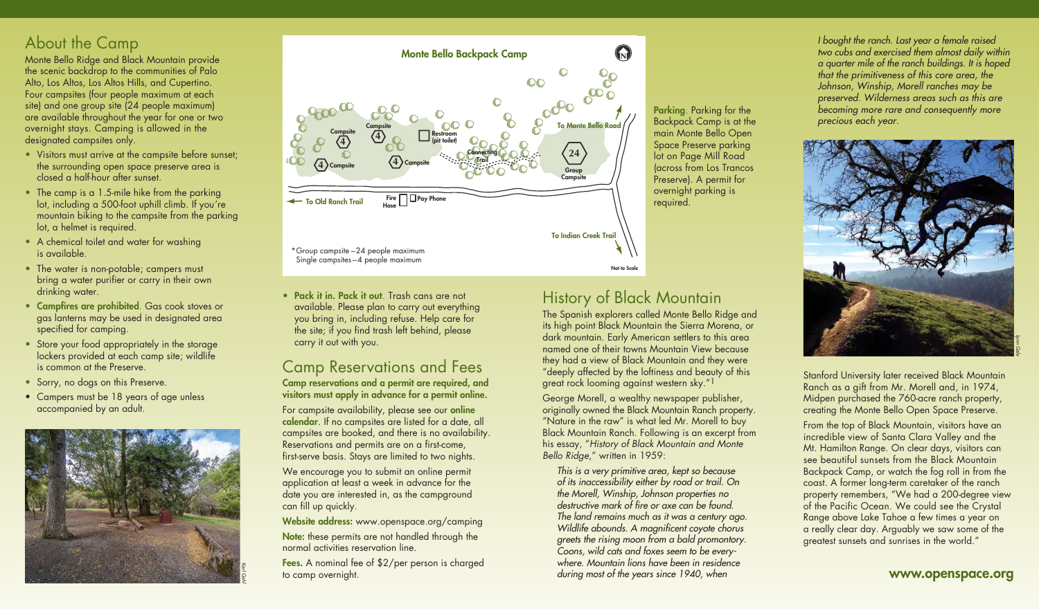## About the Camp

Monte Bello Ridge and Black Mountain provide the scenic backdrop to the communities of Palo Alto, Los Altos, Los Altos Hills, and Cupertino. Four campsites (four people maximum at each site) and one group site (24 people maximum) are available throughout the year for one or two overnight stays. Camping is allowed in the designated campsites only.

- Visitors must arrive at the campsite before sunset; the surrounding open space preserve area is closed a half-hour after sunset.
- The camp is a 1.5-mile hike from the parking lot, including a 500-foot uphill climb. If you're mountain biking to the campsite from the parking lot, a helmet is required.
- A chemical toilet and water for washing is available.
- The water is non-potable; campers must bring a water purifier or carry in their own drinking water.
- **Campfires are prohibited**. Gas cook stoves or gas lanterns may be used in designated area specified for camping.
- Store your food appropriately in the storage lockers provided at each camp site; wildlife is common at the Preserve.
- Sorry, no dogs on this Preserve.
- Campers must be 18 years of age unless accompanied by an adult.

Karl Gohl

**Monte Bello Backpack Camp**

Campsite 4
Campsite 4
Campsite 4
Campsite 4
Restroom (pit toilet)
Connecting Trail
To Monte Bello Road
24 Group Campsite
To Old Ranch Trail
Fire Hose
Pay Phone
To Indian Creek Trail

*Group campsite – 24 people maximum
Single campsites – 4 people maximum

Not to Scale

**Parking**. Parking for the Backpack Camp is at the main Monte Bello Open Space Preserve parking lot on Page Mill Road (across from Los Trancos Preserve). A permit for overnight parking is required.

- **Pack it in. Pack it out**. Trash cans are not available. Please plan to carry out everything you bring in, including refuse. Help care for the site; if you find trash left behind, please carry it out with you.

## Camp Reservations and Fees

**Camp reservations and a permit are required, and visitors must apply in advance for a permit online.**

For campsite availability, please see our **online calendar**. If no campsites are listed for a date, all campsites are booked, and there is no availability. Reservations and permits are on a first-come, first-serve basis. Stays are limited to two nights.

We encourage you to submit an online permit application at least a week in advance for the date you are interested in, as the campground can fill up quickly.

**Website address:** www.openspace.org/camping

**Note:** these permits are not handled through the normal activities reservation line.

**Fees.** A nominal fee of $2/per person is charged to camp overnight.

## History of Black Mountain

The Spanish explorers called Monte Bello Ridge and its high point Black Mountain the Sierra Morena, or dark mountain. Early American settlers to this area named one of their towns Mountain View because they had a view of Black Mountain and they were "deeply affected by the loftiness and beauty of this great rock looming against western sky."[1]

George Morell, a wealthy newspaper publisher, originally owned the Black Mountain Ranch property. "Nature in the raw" is what led Mr. Morell to buy Black Mountain Ranch. Following is an excerpt from his essay, "*History of Black Mountain and Monte Bello Ridge*," written in 1959:

*This is a very primitive area, kept so because of its inaccessibility either by road or trail. On the Morell, Winship, Johnson properties no destructive mark of fire or axe can be found. The land remains much as it was a century ago. Wildlife abounds. A magnificent coyote chorus greets the rising moon from a bald promontory. Coons, wild cats and foxes seem to be everywhere. Mountain lions have been in residence during most of the years since 1940, when I bought the ranch. Last year a female raised two cubs and exercised them almost daily within a quarter mile of the ranch buildings. It is hoped that the primitiveness of this core area, the Johnson, Winship, Morell ranches may be preserved. Wilderness areas such as this are becoming more rare and consequently more precious each year.*

Lynn Gale

Stanford University later received Black Mountain Ranch as a gift from Mr. Morell and, in 1974, Midpen purchased the 760-acre ranch property, creating the Monte Bello Open Space Preserve.

From the top of Black Mountain, visitors have an incredible view of Santa Clara Valley and the Mt. Hamilton Range. On clear days, visitors can see beautiful sunsets from the Black Mountain Backpack Camp, or watch the fog roll in from the coast. A former long-term caretaker of the ranch property remembers, "We had a 200-degree view of the Pacific Ocean. We could see the Crystal Range above Lake Tahoe a few times a year on a really clear day. Arguably we saw some of the greatest sunsets and sunrises in the world."

**www.openspace.org**